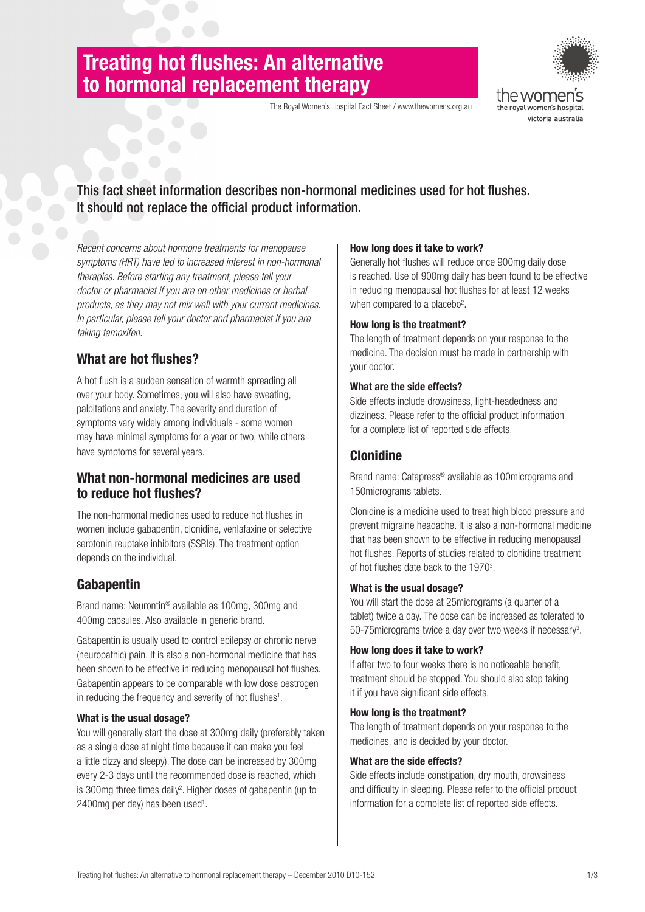# Treating hot flushes: An alternative to hormonal replacement therapy

The Royal Women's Hospital Fact Sheet / www.thewomens.org.au

the women's
the royal women's hospital
victoria australia

## This fact sheet information describes non-hormonal medicines used for hot flushes. It should not replace the official product information.

*Recent concerns about hormone treatments for menopause symptoms (HRT) have led to increased interest in non-hormonal therapies. Before starting any treatment, please tell your doctor or pharmacist if you are on other medicines or herbal products, as they may not mix well with your current medicines. In particular, please tell your doctor and pharmacist if you are taking tamoxifen.*

## What are hot flushes?

A hot flush is a sudden sensation of warmth spreading all over your body. Sometimes, you will also have sweating, palpitations and anxiety. The severity and duration of symptoms vary widely among individuals - some women may have minimal symptoms for a year or two, while others have symptoms for several years.

## What non-hormonal medicines are used to reduce hot flushes?

The non-hormonal medicines used to reduce hot flushes in women include gabapentin, clonidine, venlafaxine or selective serotonin reuptake inhibitors (SSRIs). The treatment option depends on the individual.

## Gabapentin

Brand name: Neurontin® available as 100mg, 300mg and 400mg capsules. Also available in generic brand.

Gabapentin is usually used to control epilepsy or chronic nerve (neuropathic) pain. It is also a non-hormonal medicine that has been shown to be effective in reducing menopausal hot flushes. Gabapentin appears to be comparable with low dose oestrogen in reducing the frequency and severity of hot flushes[1].

### What is the usual dosage?

You will generally start the dose at 300mg daily (preferably taken as a single dose at night time because it can make you feel a little dizzy and sleepy). The dose can be increased by 300mg every 2-3 days until the recommended dose is reached, which is 300mg three times daily[2]. Higher doses of gabapentin (up to 2400mg per day) has been used[1].

### How long does it take to work?

Generally hot flushes will reduce once 900mg daily dose is reached. Use of 900mg daily has been found to be effective in reducing menopausal hot flushes for at least 12 weeks when compared to a placebo[2].

### How long is the treatment?

The length of treatment depends on your response to the medicine. The decision must be made in partnership with your doctor.

### What are the side effects?

Side effects include drowsiness, light-headedness and dizziness. Please refer to the official product information for a complete list of reported side effects.

## Clonidine

Brand name: Catapress® available as 100micrograms and 150micrograms tablets.

Clonidine is a medicine used to treat high blood pressure and prevent migraine headache. It is also a non-hormonal medicine that has been shown to be effective in reducing menopausal hot flushes. Reports of studies related to clonidine treatment of hot flushes date back to the 1970[3].

### What is the usual dosage?

You will start the dose at 25micrograms (a quarter of a tablet) twice a day. The dose can be increased as tolerated to 50-75micrograms twice a day over two weeks if necessary[3].

### How long does it take to work?

If after two to four weeks there is no noticeable benefit, treatment should be stopped. You should also stop taking it if you have significant side effects.

### How long is the treatment?

The length of treatment depends on your response to the medicines, and is decided by your doctor.

### What are the side effects?

Side effects include constipation, dry mouth, drowsiness and difficulty in sleeping. Please refer to the official product information for a complete list of reported side effects.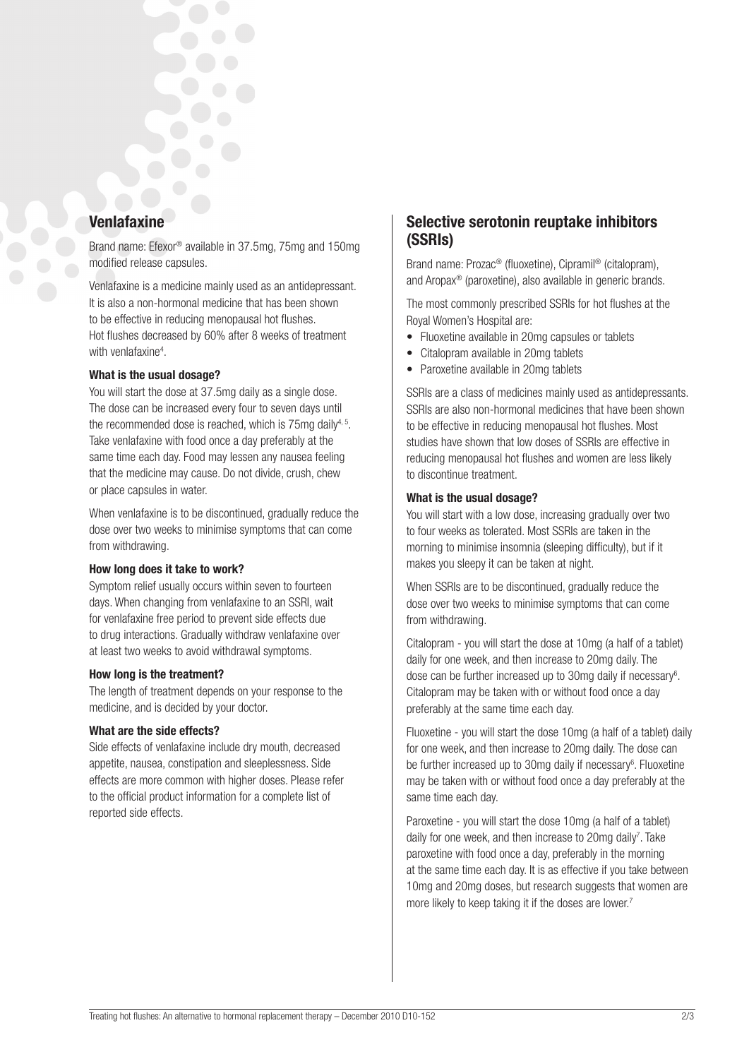## Venlafaxine

Brand name: Efexor® available in 37.5mg, 75mg and 150mg modified release capsules.

Venlafaxine is a medicine mainly used as an antidepressant. It is also a non-hormonal medicine that has been shown to be effective in reducing menopausal hot flushes. Hot flushes decreased by 60% after 8 weeks of treatment with venlafaxine[4].

### What is the usual dosage?

You will start the dose at 37.5mg daily as a single dose. The dose can be increased every four to seven days until the recommended dose is reached, which is 75mg daily[4, 5]. Take venlafaxine with food once a day preferably at the same time each day. Food may lessen any nausea feeling that the medicine may cause. Do not divide, crush, chew or place capsules in water.

When venlafaxine is to be discontinued, gradually reduce the dose over two weeks to minimise symptoms that can come from withdrawing.

### How long does it take to work?

Symptom relief usually occurs within seven to fourteen days. When changing from venlafaxine to an SSRI, wait for venlafaxine free period to prevent side effects due to drug interactions. Gradually withdraw venlafaxine over at least two weeks to avoid withdrawal symptoms.

### How long is the treatment?

The length of treatment depends on your response to the medicine, and is decided by your doctor.

### What are the side effects?

Side effects of venlafaxine include dry mouth, decreased appetite, nausea, constipation and sleeplessness. Side effects are more common with higher doses. Please refer to the official product information for a complete list of reported side effects.

## Selective serotonin reuptake inhibitors (SSRIs)

Brand name: Prozac® (fluoxetine), Cipramil® (citalopram), and Aropax® (paroxetine), also available in generic brands.

The most commonly prescribed SSRIs for hot flushes at the Royal Women's Hospital are:

- Fluoxetine available in 20mg capsules or tablets
- Citalopram available in 20mg tablets
- Paroxetine available in 20mg tablets

SSRIs are a class of medicines mainly used as antidepressants. SSRIs are also non-hormonal medicines that have been shown to be effective in reducing menopausal hot flushes. Most studies have shown that low doses of SSRIs are effective in reducing menopausal hot flushes and women are less likely to discontinue treatment.

### What is the usual dosage?

You will start with a low dose, increasing gradually over two to four weeks as tolerated. Most SSRIs are taken in the morning to minimise insomnia (sleeping difficulty), but if it makes you sleepy it can be taken at night.

When SSRIs are to be discontinued, gradually reduce the dose over two weeks to minimise symptoms that can come from withdrawing.

Citalopram - you will start the dose at 10mg (a half of a tablet) daily for one week, and then increase to 20mg daily. The dose can be further increased up to 30mg daily if necessary[6]. Citalopram may be taken with or without food once a day preferably at the same time each day.

Fluoxetine - you will start the dose 10mg (a half of a tablet) daily for one week, and then increase to 20mg daily. The dose can be further increased up to 30mg daily if necessary[6]. Fluoxetine may be taken with or without food once a day preferably at the same time each day.

Paroxetine - you will start the dose 10mg (a half of a tablet) daily for one week, and then increase to 20mg daily[7]. Take paroxetine with food once a day, preferably in the morning at the same time each day. It is as effective if you take between 10mg and 20mg doses, but research suggests that women are more likely to keep taking it if the doses are lower.[7]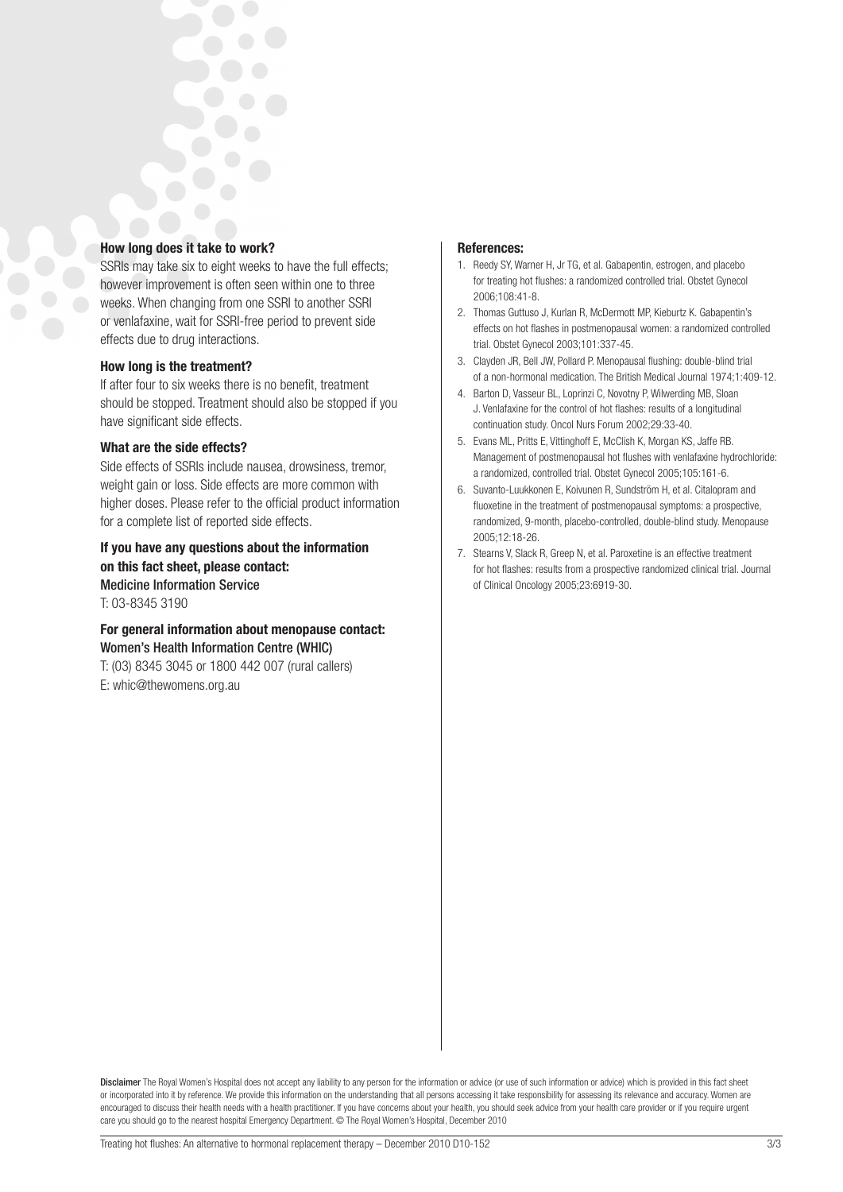### How long does it take to work?

SSRIs may take six to eight weeks to have the full effects; however improvement is often seen within one to three weeks. When changing from one SSRI to another SSRI or venlafaxine, wait for SSRI-free period to prevent side effects due to drug interactions.

### How long is the treatment?

If after four to six weeks there is no benefit, treatment should be stopped. Treatment should also be stopped if you have significant side effects.

### What are the side effects?

Side effects of SSRIs include nausea, drowsiness, tremor, weight gain or loss. Side effects are more common with higher doses. Please refer to the official product information for a complete list of reported side effects.

### If you have any questions about the information on this fact sheet, please contact:

**Medicine Information Service**

T: 03-8345 3190

### For general information about menopause contact:

**Women's Health Information Centre (WHIC)**

T: (03) 8345 3045 or 1800 442 007 (rural callers)

E: whic@thewomens.org.au

### References:

1. Reedy SY, Warner H, Jr TG, et al. Gabapentin, estrogen, and placebo for treating hot flushes: a randomized controlled trial. Obstet Gynecol 2006;108:41-8.
2. Thomas Guttuso J, Kurlan R, McDermott MP, Kieburtz K. Gabapentin's effects on hot flashes in postmenopausal women: a randomized controlled trial. Obstet Gynecol 2003;101:337-45.
3. Clayden JR, Bell JW, Pollard P. Menopausal flushing: double-blind trial of a non-hormonal medication. The British Medical Journal 1974;1:409-12.
4. Barton D, Vasseur BL, Loprinzi C, Novotny P, Wilwerding MB, Sloan J. Venlafaxine for the control of hot flashes: results of a longitudinal continuation study. Oncol Nurs Forum 2002;29:33-40.
5. Evans ML, Pritts E, Vittinghoff E, McClish K, Morgan KS, Jaffe RB. Management of postmenopausal hot flushes with venlafaxine hydrochloride: a randomized, controlled trial. Obstet Gynecol 2005;105:161-6.
6. Suvanto-Luukkonen E, Koivunen R, Sundström H, et al. Citalopram and fluoxetine in the treatment of postmenopausal symptoms: a prospective, randomized, 9-month, placebo-controlled, double-blind study. Menopause 2005;12:18-26.
7. Stearns V, Slack R, Greep N, et al. Paroxetine is an effective treatment for hot flashes: results from a prospective randomized clinical trial. Journal of Clinical Oncology 2005;23:6919-30.

**Disclaimer** The Royal Women's Hospital does not accept any liability to any person for the information or advice (or use of such information or advice) which is provided in this fact sheet or incorporated into it by reference. We provide this information on the understanding that all persons accessing it take responsibility for assessing its relevance and accuracy. Women are encouraged to discuss their health needs with a health practitioner. If you have concerns about your health, you should seek advice from your health care provider or if you require urgent care you should go to the nearest hospital Emergency Department. © The Royal Women's Hospital, December 2010